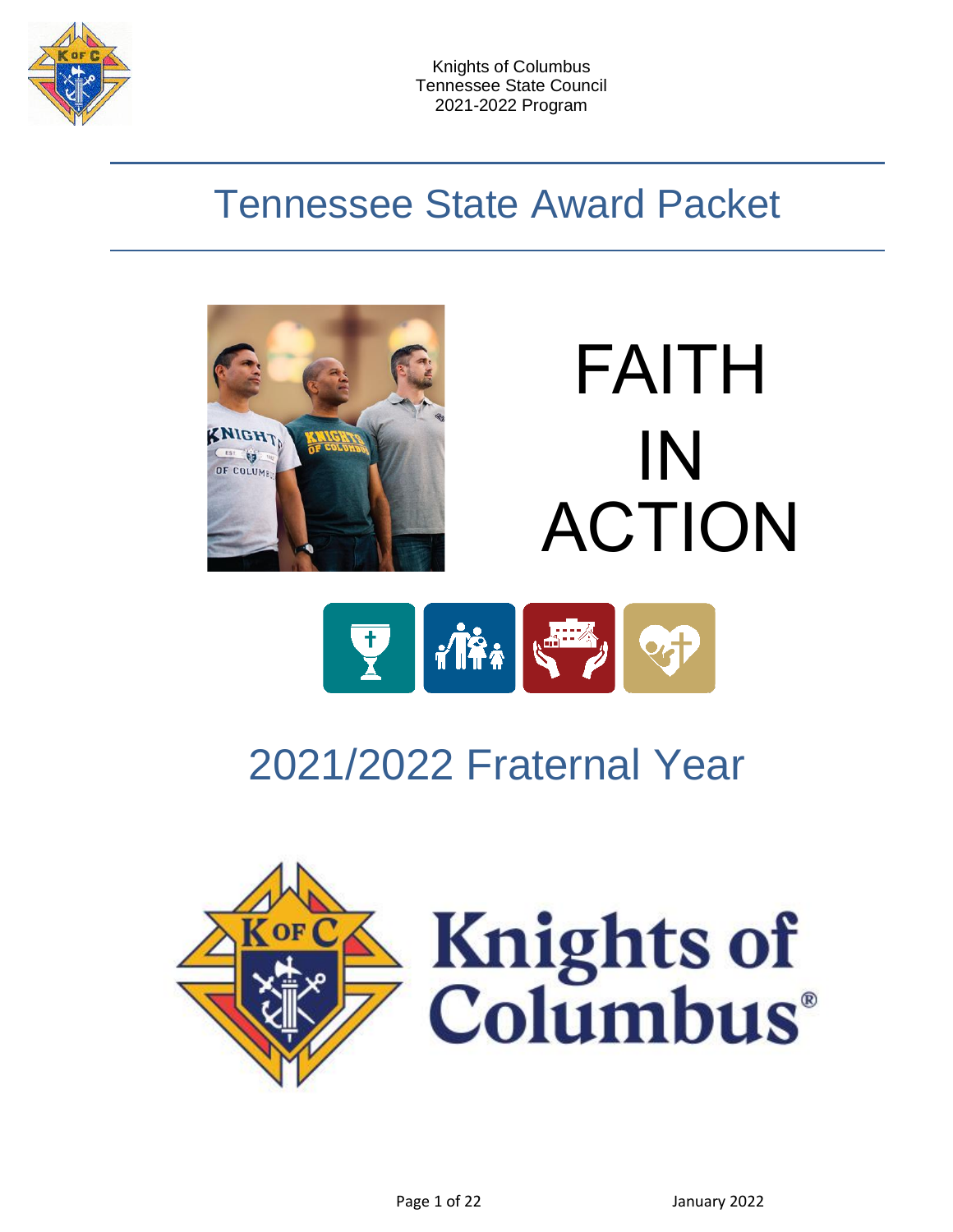Knights of Columbus
Tennessee State Council
2021-2022 Program

# Tennessee State Award Packet

FAITH
IN
ACTION

## 2021/2022 Fraternal Year

January 2022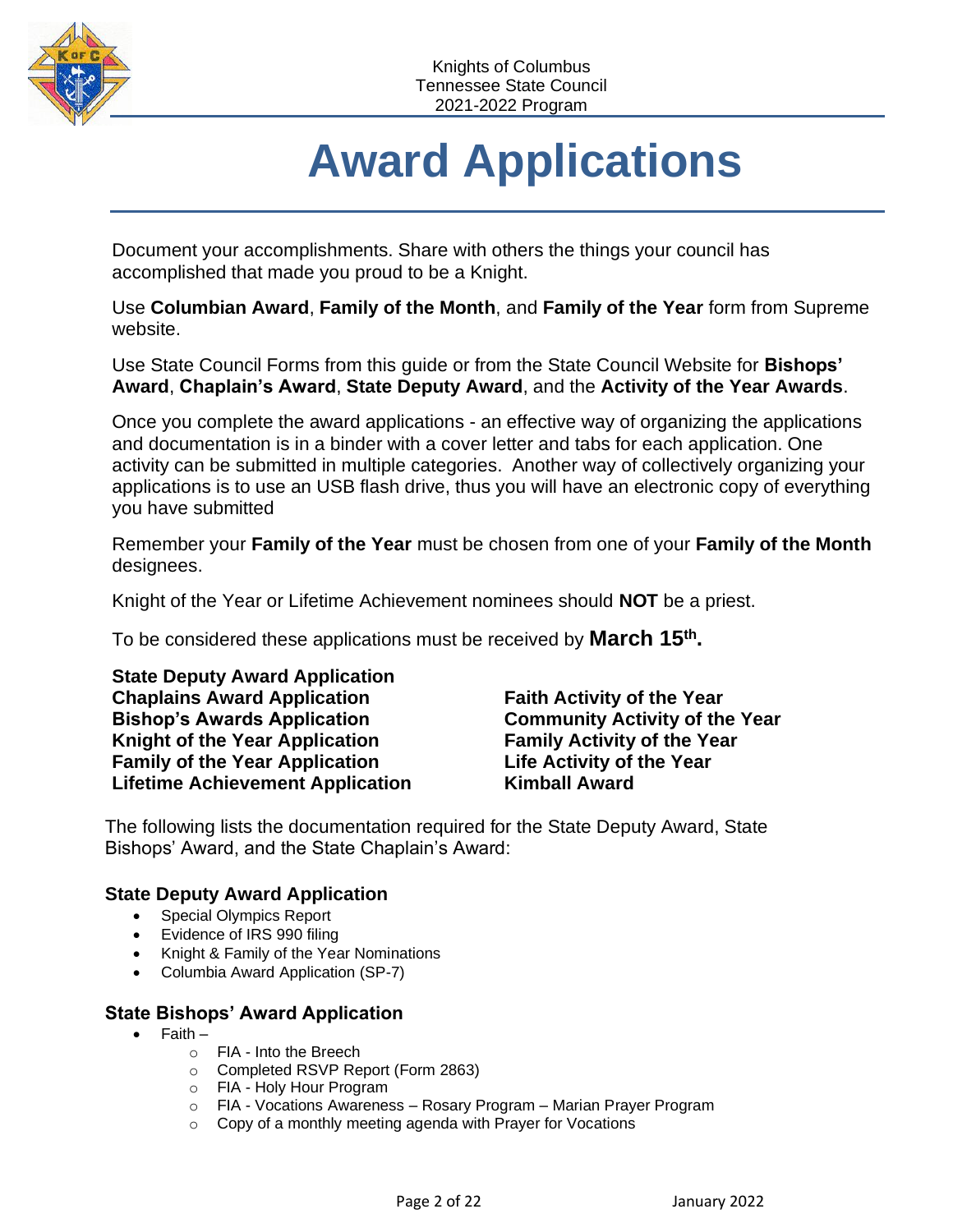# Award Applications

Document your accomplishments. Share with others the things your council has accomplished that made you proud to be a Knight.

Use **Columbian Award**, **Family of the Month**, and **Family of the Year** form from Supreme website.

Use State Council Forms from this guide or from the State Council Website for **Bishops' Award**, **Chaplain's Award**, **State Deputy Award**, and the **Activity of the Year Awards**.

Once you complete the award applications - an effective way of organizing the applications and documentation is in a binder with a cover letter and tabs for each application. One activity can be submitted in multiple categories. Another way of collectively organizing your applications is to use an USB flash drive, thus you will have an electronic copy of everything you have submitted

Remember your **Family of the Year** must be chosen from one of your **Family of the Month** designees.

Knight of the Year or Lifetime Achievement nominees should **NOT** be a priest.

To be considered these applications must be received by **March 15th.**

**State Deputy Award Application**
**Chaplains Award Application**
**Bishop's Awards Application**
**Knight of the Year Application**
**Family of the Year Application**
**Lifetime Achievement Application**

**Faith Activity of the Year**
**Community Activity of the Year**
**Family Activity of the Year**
**Life Activity of the Year**
**Kimball Award**

The following lists the documentation required for the State Deputy Award, State Bishops' Award, and the State Chaplain's Award:

### State Deputy Award Application

- Special Olympics Report
- Evidence of IRS 990 filing
- Knight & Family of the Year Nominations
- Columbia Award Application (SP-7)

### State Bishops' Award Application

- Faith –
  - FIA - Into the Breech
  - Completed RSVP Report (Form 2863)
  - FIA - Holy Hour Program
  - FIA - Vocations Awareness – Rosary Program – Marian Prayer Program
  - Copy of a monthly meeting agenda with Prayer for Vocations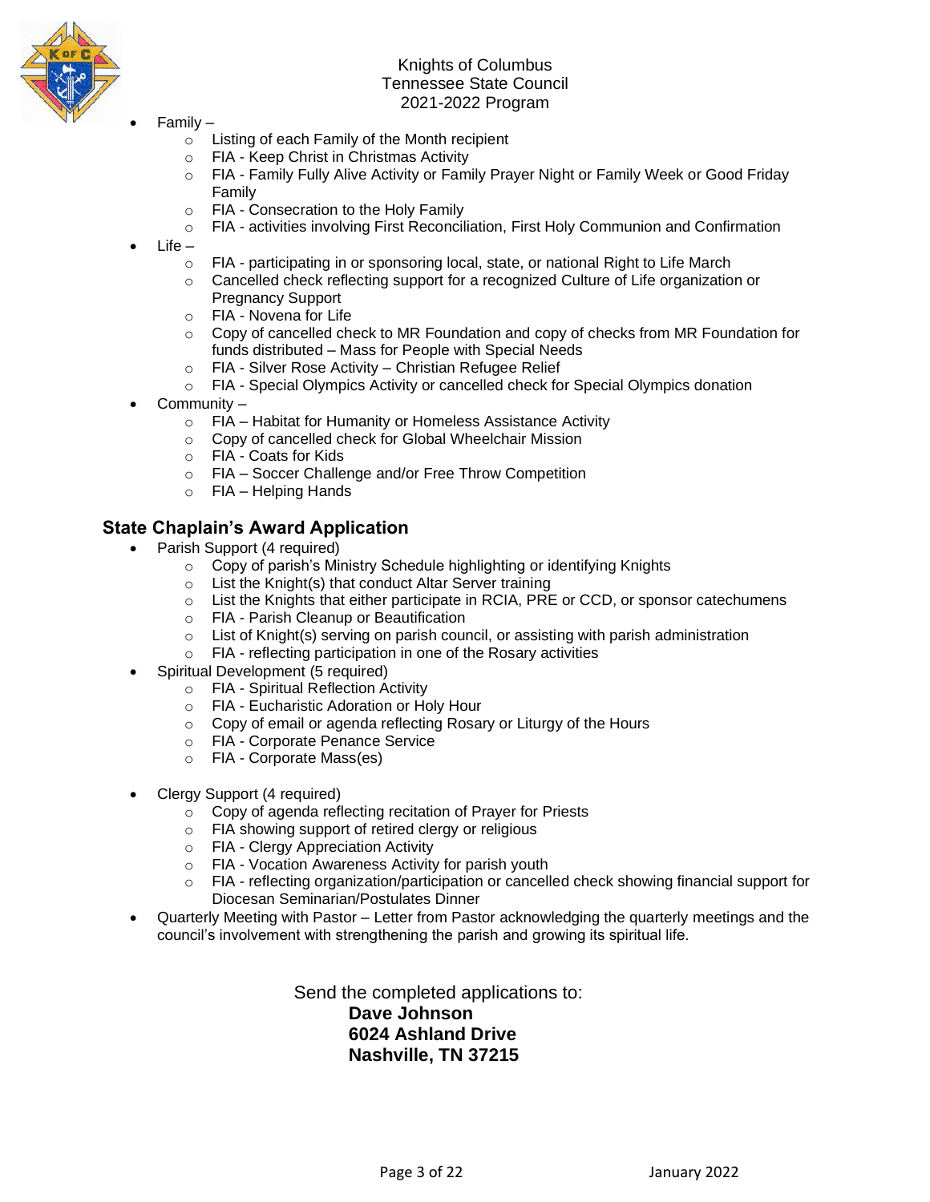- Family –
  - Listing of each Family of the Month recipient
  - FIA - Keep Christ in Christmas Activity
  - FIA - Family Fully Alive Activity or Family Prayer Night or Family Week or Good Friday Family
  - FIA - Consecration to the Holy Family
  - FIA - activities involving First Reconciliation, First Holy Communion and Confirmation
- Life –
  - FIA - participating in or sponsoring local, state, or national Right to Life March
  - Cancelled check reflecting support for a recognized Culture of Life organization or Pregnancy Support
  - FIA - Novena for Life
  - Copy of cancelled check to MR Foundation and copy of checks from MR Foundation for funds distributed – Mass for People with Special Needs
  - FIA - Silver Rose Activity – Christian Refugee Relief
  - FIA - Special Olympics Activity or cancelled check for Special Olympics donation
- Community –
  - FIA – Habitat for Humanity or Homeless Assistance Activity
  - Copy of cancelled check for Global Wheelchair Mission
  - FIA - Coats for Kids
  - FIA – Soccer Challenge and/or Free Throw Competition
  - FIA – Helping Hands

## State Chaplain's Award Application

- Parish Support (4 required)
  - Copy of parish's Ministry Schedule highlighting or identifying Knights
  - List the Knight(s) that conduct Altar Server training
  - List the Knights that either participate in RCIA, PRE or CCD, or sponsor catechumens
  - FIA - Parish Cleanup or Beautification
  - List of Knight(s) serving on parish council, or assisting with parish administration
  - FIA - reflecting participation in one of the Rosary activities
- Spiritual Development (5 required)
  - FIA - Spiritual Reflection Activity
  - FIA - Eucharistic Adoration or Holy Hour
  - Copy of email or agenda reflecting Rosary or Liturgy of the Hours
  - FIA - Corporate Penance Service
  - FIA - Corporate Mass(es)
- Clergy Support (4 required)
  - Copy of agenda reflecting recitation of Prayer for Priests
  - FIA showing support of retired clergy or religious
  - FIA - Clergy Appreciation Activity
  - FIA - Vocation Awareness Activity for parish youth
  - FIA - reflecting organization/participation or cancelled check showing financial support for Diocesan Seminarian/Postulates Dinner
- Quarterly Meeting with Pastor – Letter from Pastor acknowledging the quarterly meetings and the council's involvement with strengthening the parish and growing its spiritual life.

Send the completed applications to:

**Dave Johnson**
**6024 Ashland Drive**
**Nashville, TN 37215**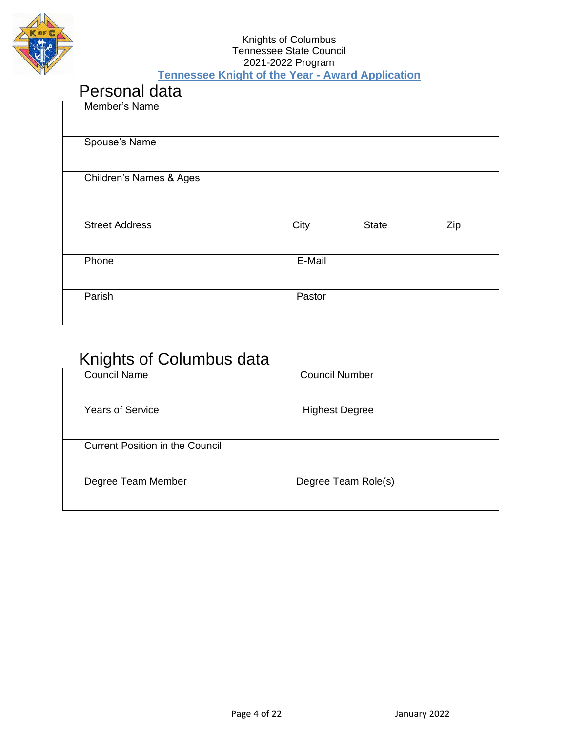Knights of Columbus
Tennessee State Council
2021-2022 Program

**Tennessee Knight of the Year - Award Application**

## Personal data

| Member's Name | | | |
|---|---|---|---|
| Spouse's Name | | | |
| Children's Names & Ages | | | |
| Street Address | City | State | Zip |
| Phone | E-Mail | | |
| Parish | Pastor | | |

## Knights of Columbus data

| Council Name | Council Number |
|---|---|
| Years of Service | Highest Degree |
| Current Position in the Council | |
| Degree Team Member | Degree Team Role(s) |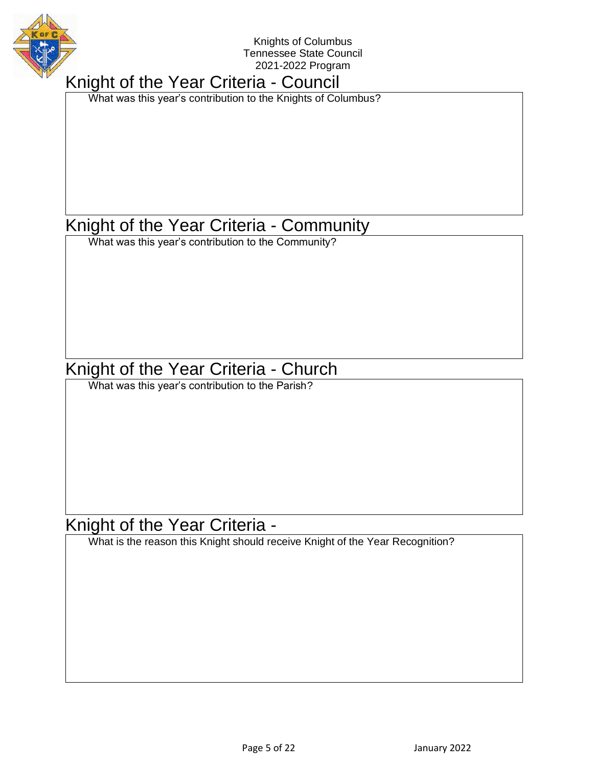Knights of Columbus
Tennessee State Council
2021-2022 Program

## Knight of the Year Criteria - Council

What was this year's contribution to the Knights of Columbus?

## Knight of the Year Criteria - Community

What was this year's contribution to the Community?

## Knight of the Year Criteria - Church

What was this year's contribution to the Parish?

## Knight of the Year Criteria -

What is the reason this Knight should receive Knight of the Year Recognition?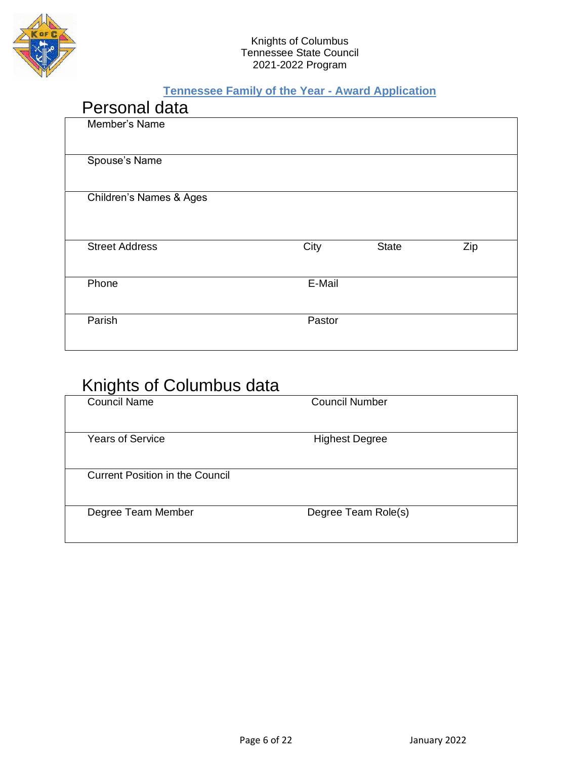Knights of Columbus
Tennessee State Council
2021-2022 Program

**Tennessee Family of the Year - Award Application**

# Personal data

| Member's Name | | | |
|---|---|---|---|
| Spouse's Name | | | |
| Children's Names & Ages | | | |
| Street Address | City | State | Zip |
| Phone | E-Mail | | |
| Parish | Pastor | | |

# Knights of Columbus data

| Council Name | Council Number |
|---|---|
| Years of Service | Highest Degree |
| Current Position in the Council | |
| Degree Team Member | Degree Team Role(s) |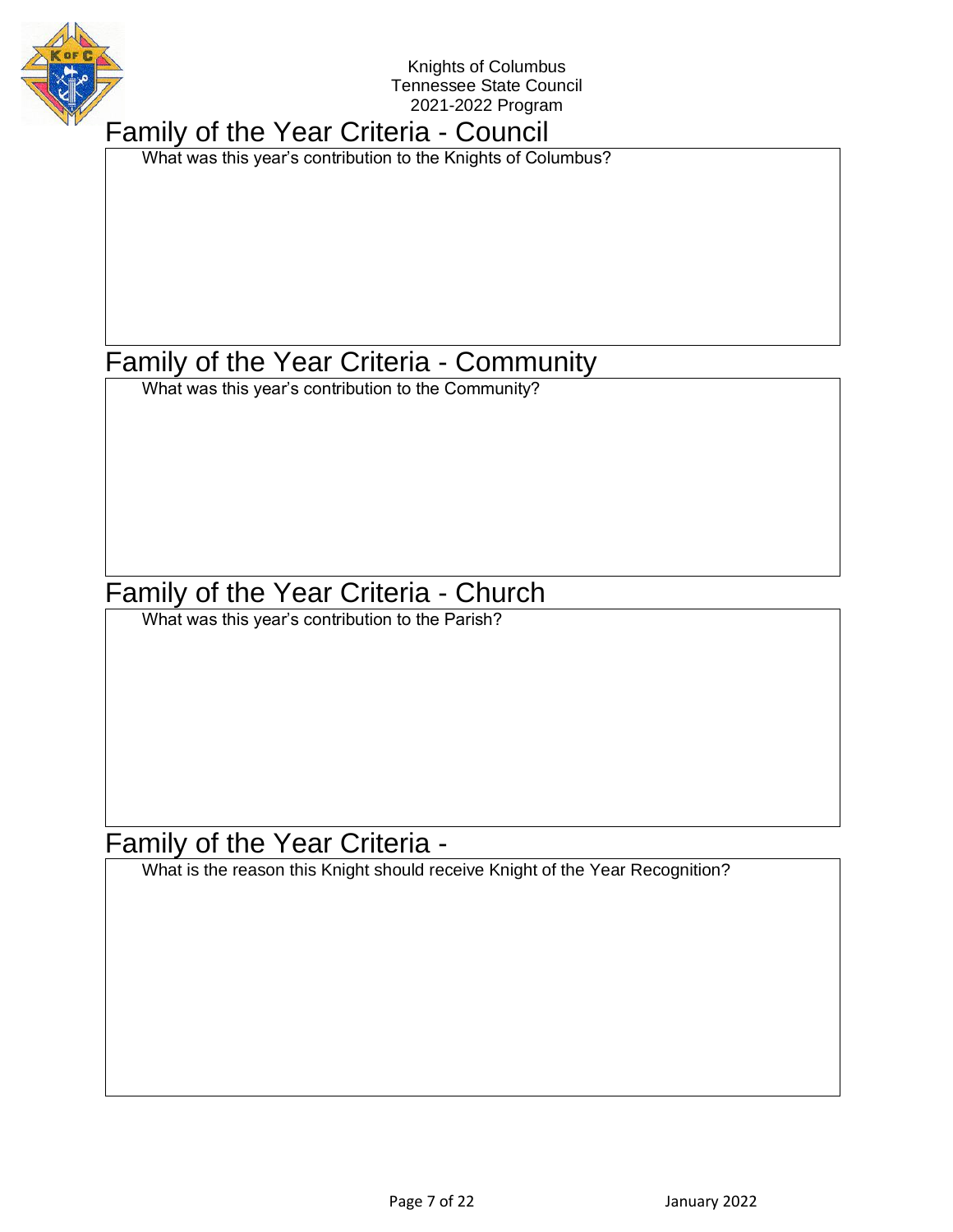Knights of Columbus
Tennessee State Council
2021-2022 Program

## Family of the Year Criteria - Council

What was this year's contribution to the Knights of Columbus?

## Family of the Year Criteria - Community

What was this year's contribution to the Community?

## Family of the Year Criteria - Church

What was this year's contribution to the Parish?

## Family of the Year Criteria -

What is the reason this Knight should receive Knight of the Year Recognition?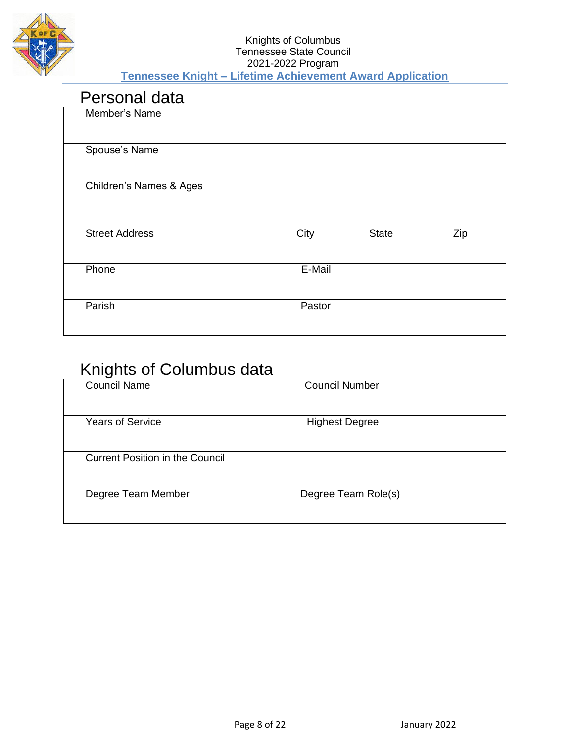Knights of Columbus
Tennessee State Council
2021-2022 Program

**Tennessee Knight – Lifetime Achievement Award Application**

## Personal data

| Member's Name | | | |
|---|---|---|---|
| Spouse's Name | | | |
| Children's Names & Ages | | | |
| Street Address | City | State | Zip |
| Phone | E-Mail | | |
| Parish | Pastor | | |

## Knights of Columbus data

| Council Name | Council Number |
|---|---|
| Years of Service | Highest Degree |
| Current Position in the Council | |
| Degree Team Member | Degree Team Role(s) |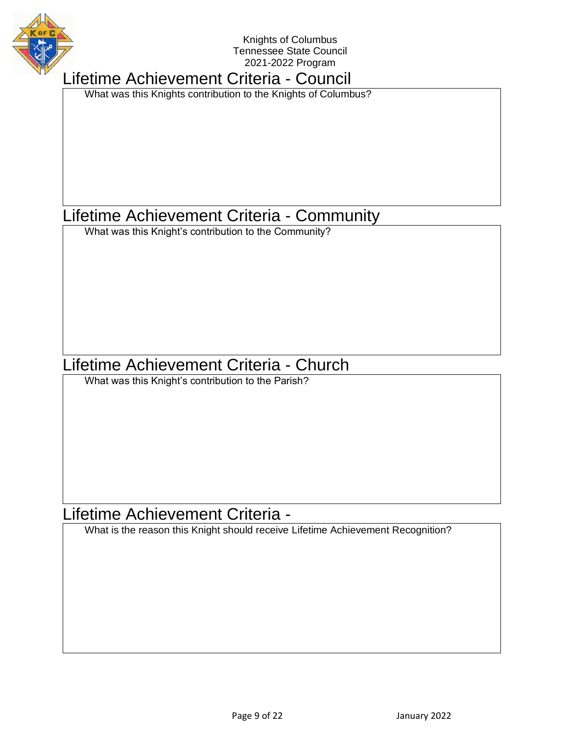Knights of Columbus
Tennessee State Council
2021-2022 Program

## Lifetime Achievement Criteria - Council

What was this Knights contribution to the Knights of Columbus?

## Lifetime Achievement Criteria - Community

What was this Knight's contribution to the Community?

## Lifetime Achievement Criteria - Church

What was this Knight's contribution to the Parish?

## Lifetime Achievement Criteria -

What is the reason this Knight should receive Lifetime Achievement Recognition?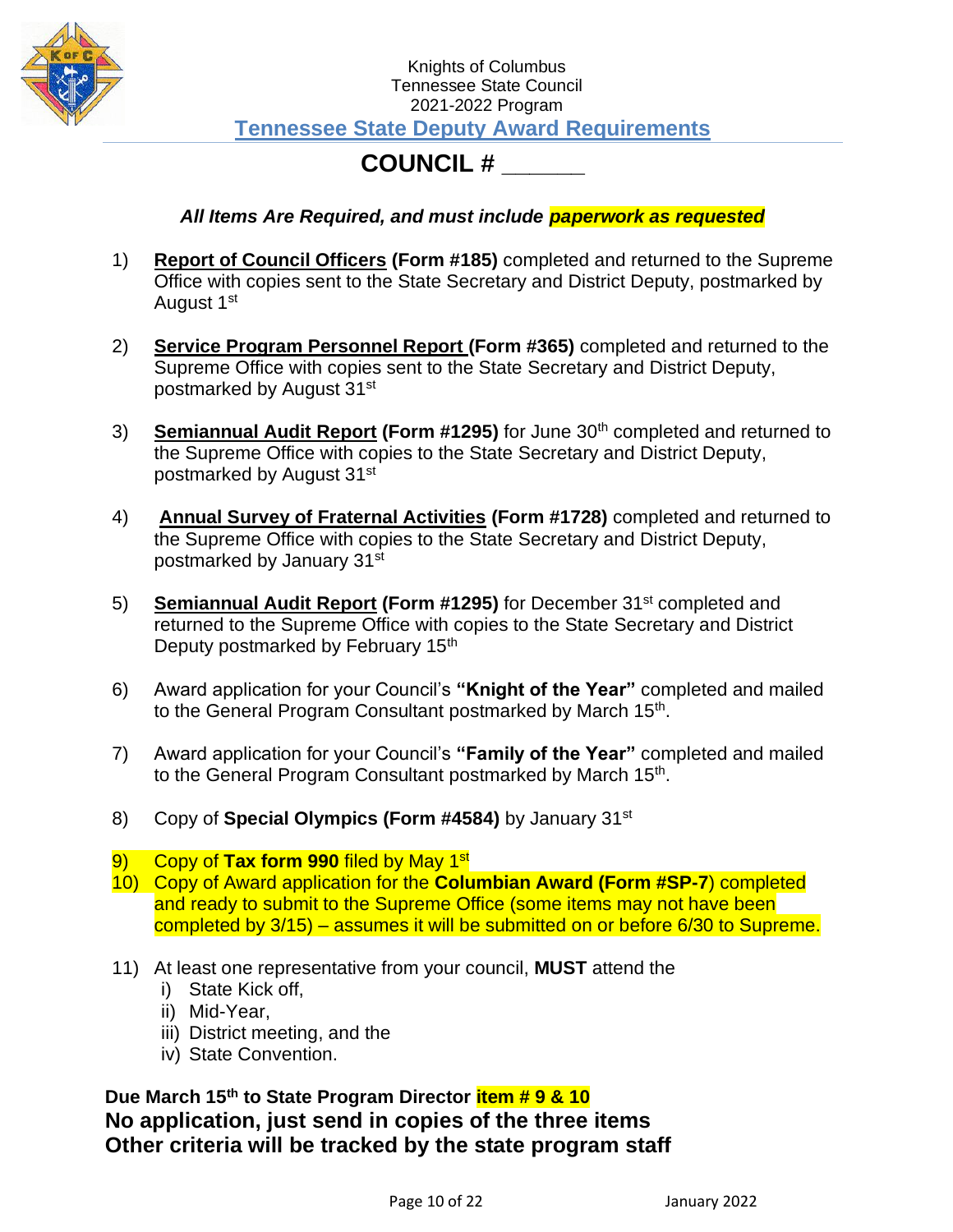Knights of Columbus
Tennessee State Council
2021-2022 Program

## Tennessee State Deputy Award Requirements

# COUNCIL # ______

***All Items Are Required, and must include paperwork as requested***

1) **Report of Council Officers (Form #185)** completed and returned to the Supreme Office with copies sent to the State Secretary and District Deputy, postmarked by August 1st

2) **Service Program Personnel Report (Form #365)** completed and returned to the Supreme Office with copies sent to the State Secretary and District Deputy, postmarked by August 31st

3) **Semiannual Audit Report (Form #1295)** for June 30th completed and returned to the Supreme Office with copies to the State Secretary and District Deputy, postmarked by August 31st

4) **Annual Survey of Fraternal Activities (Form #1728)** completed and returned to the Supreme Office with copies to the State Secretary and District Deputy, postmarked by January 31st

5) **Semiannual Audit Report (Form #1295)** for December 31st completed and returned to the Supreme Office with copies to the State Secretary and District Deputy postmarked by February 15th

6) Award application for your Council's **"Knight of the Year"** completed and mailed to the General Program Consultant postmarked by March 15th.

7) Award application for your Council's **"Family of the Year"** completed and mailed to the General Program Consultant postmarked by March 15th.

8) Copy of **Special Olympics (Form #4584)** by January 31st

9) Copy of **Tax form 990** filed by May 1st

10) Copy of Award application for the **Columbian Award (Form #SP-7**) completed and ready to submit to the Supreme Office (some items may not have been completed by 3/15) – assumes it will be submitted on or before 6/30 to Supreme.

11) At least one representative from your council, **MUST** attend the
    i) State Kick off,
    ii) Mid-Year,
    iii) District meeting, and the
    iv) State Convention.

**Due March 15th to State Program Director item # 9 & 10**

**No application, just send in copies of the three items**

**Other criteria will be tracked by the state program staff**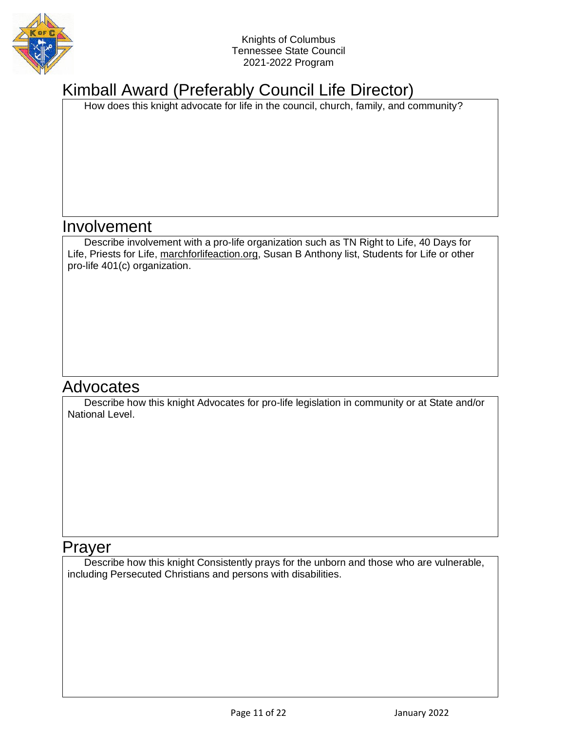Knights of Columbus
Tennessee State Council
2021-2022 Program

## Kimball Award (Preferably Council Life Director)

How does this knight advocate for life in the council, church, family, and community?

## Involvement

Describe involvement with a pro-life organization such as TN Right to Life, 40 Days for Life, Priests for Life, marchforlifeaction.org, Susan B Anthony list, Students for Life or other pro-life 401(c) organization.

## Advocates

Describe how this knight Advocates for pro-life legislation in community or at State and/or National Level.

## Prayer

Describe how this knight Consistently prays for the unborn and those who are vulnerable, including Persecuted Christians and persons with disabilities.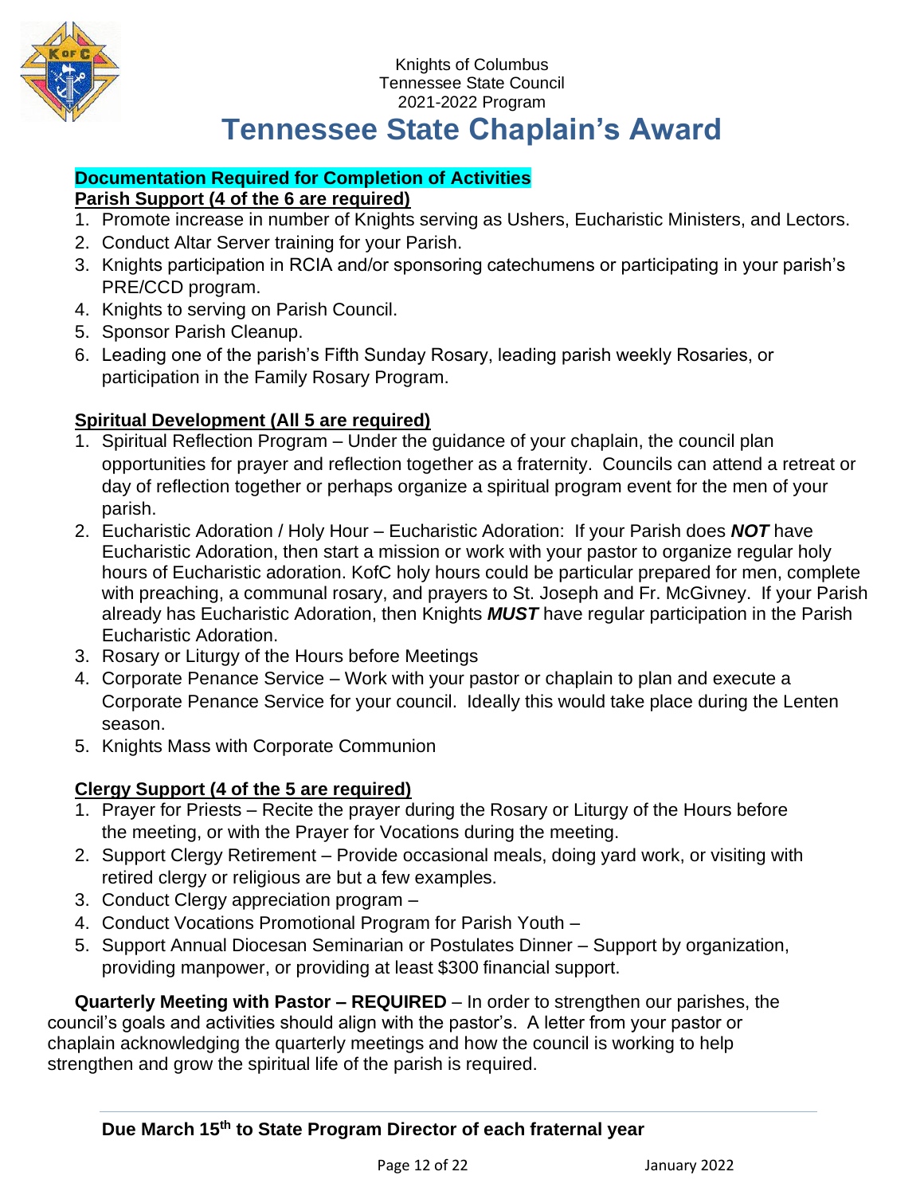Knights of Columbus
Tennessee State Council
2021-2022 Program

# Tennessee State Chaplain's Award

**Documentation Required for Completion of Activities**

**Parish Support (4 of the 6 are required)**

1. Promote increase in number of Knights serving as Ushers, Eucharistic Ministers, and Lectors.
2. Conduct Altar Server training for your Parish.
3. Knights participation in RCIA and/or sponsoring catechumens or participating in your parish's PRE/CCD program.
4. Knights to serving on Parish Council.
5. Sponsor Parish Cleanup.
6. Leading one of the parish's Fifth Sunday Rosary, leading parish weekly Rosaries, or participation in the Family Rosary Program.

**Spiritual Development (All 5 are required)**

1. Spiritual Reflection Program – Under the guidance of your chaplain, the council plan opportunities for prayer and reflection together as a fraternity. Councils can attend a retreat or day of reflection together or perhaps organize a spiritual program event for the men of your parish.
2. Eucharistic Adoration / Holy Hour – Eucharistic Adoration: If your Parish does ***NOT*** have Eucharistic Adoration, then start a mission or work with your pastor to organize regular holy hours of Eucharistic adoration. KofC holy hours could be particular prepared for men, complete with preaching, a communal rosary, and prayers to St. Joseph and Fr. McGivney. If your Parish already has Eucharistic Adoration, then Knights ***MUST*** have regular participation in the Parish Eucharistic Adoration.
3. Rosary or Liturgy of the Hours before Meetings
4. Corporate Penance Service – Work with your pastor or chaplain to plan and execute a Corporate Penance Service for your council. Ideally this would take place during the Lenten season.
5. Knights Mass with Corporate Communion

**Clergy Support (4 of the 5 are required)**

1. Prayer for Priests – Recite the prayer during the Rosary or Liturgy of the Hours before the meeting, or with the Prayer for Vocations during the meeting.
2. Support Clergy Retirement – Provide occasional meals, doing yard work, or visiting with retired clergy or religious are but a few examples.
3. Conduct Clergy appreciation program –
4. Conduct Vocations Promotional Program for Parish Youth –
5. Support Annual Diocesan Seminarian or Postulates Dinner – Support by organization, providing manpower, or providing at least $300 financial support.

**Quarterly Meeting with Pastor – REQUIRED** – In order to strengthen our parishes, the council's goals and activities should align with the pastor's. A letter from your pastor or chaplain acknowledging the quarterly meetings and how the council is working to help strengthen and grow the spiritual life of the parish is required.

**Due March 15th to State Program Director of each fraternal year**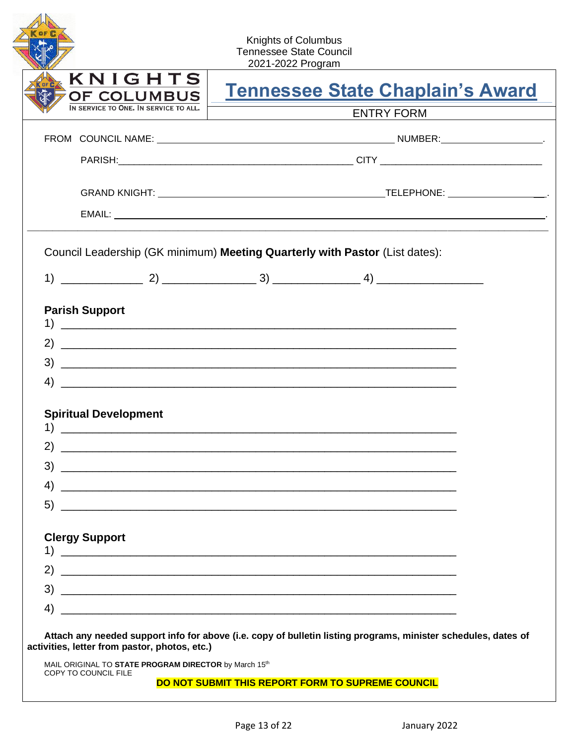Knights of Columbus
Tennessee State Council
2021-2022 Program

KNIGHTS OF COLUMBUS
IN SERVICE TO ONE. IN SERVICE TO ALL.

# Tennessee State Chaplain's Award

ENTRY FORM

FROM COUNCIL NAME: ______________________________ NUMBER: ______________.

PARISH: ______________________________ CITY ______________________________

GRAND KNIGHT: ______________________________ TELEPHONE: ______________.

EMAIL: ______________________________.

Council Leadership (GK minimum) **Meeting Quarterly with Pastor** (List dates):

1) ____________ 2) ______________ 3) ____________ 4) ______________

**Parish Support**

1) ______________________________________________________________
2) ______________________________________________________________
3) ______________________________________________________________
4) ______________________________________________________________

**Spiritual Development**

1) ______________________________________________________________
2) ______________________________________________________________
3) ______________________________________________________________
4) ______________________________________________________________
5) ______________________________________________________________

**Clergy Support**

1) ______________________________________________________________
2) ______________________________________________________________
3) ______________________________________________________________
4) ______________________________________________________________

**Attach any needed support info for above (i.e. copy of bulletin listing programs, minister schedules, dates of activities, letter from pastor, photos, etc.)**

MAIL ORIGINAL TO **STATE PROGRAM DIRECTOR** by March 15th
COPY TO COUNCIL FILE

**DO NOT SUBMIT THIS REPORT FORM TO SUPREME COUNCIL**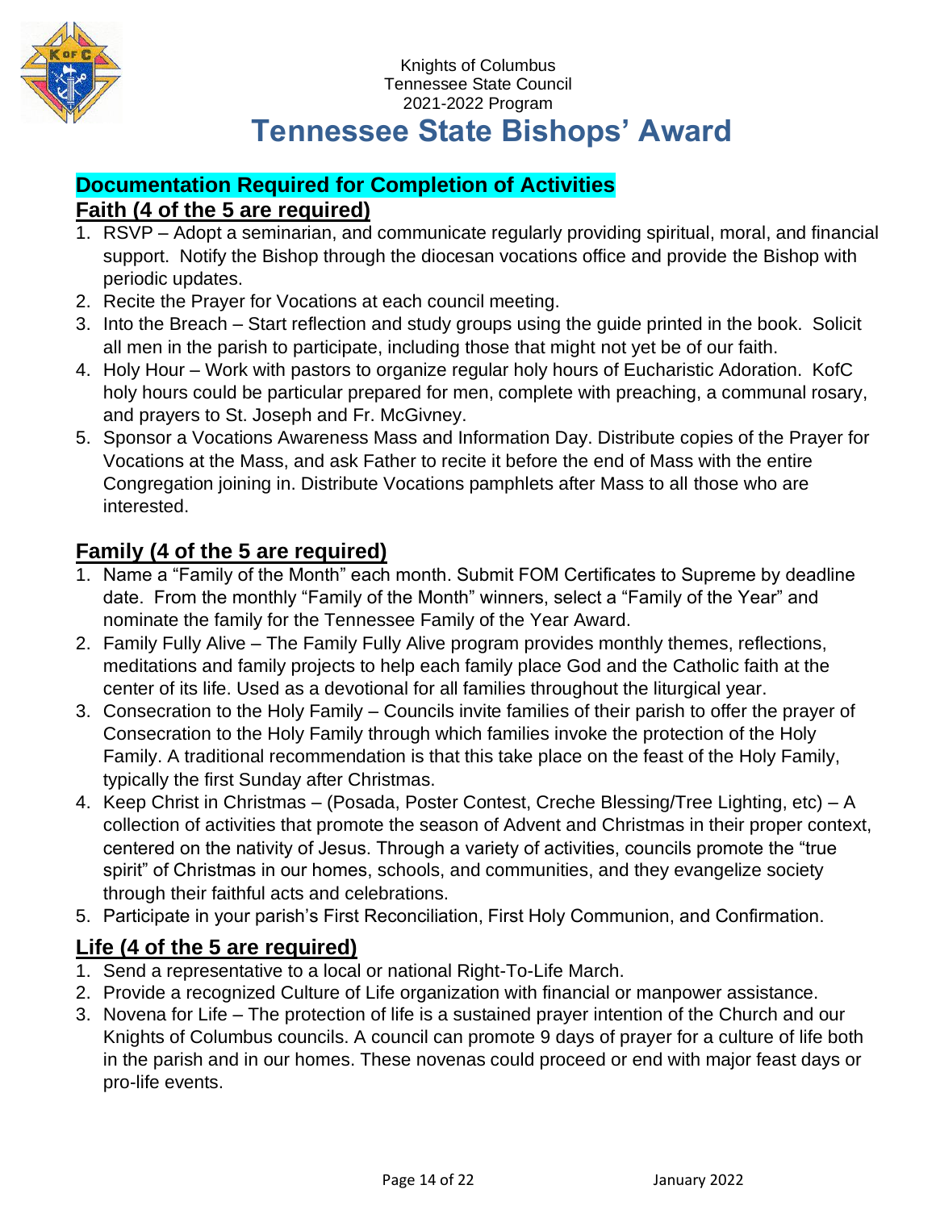Knights of Columbus
Tennessee State Council
2021-2022 Program

# Tennessee State Bishops' Award

## Documentation Required for Completion of Activities

### Faith (4 of the 5 are required)

1. RSVP – Adopt a seminarian, and communicate regularly providing spiritual, moral, and financial support. Notify the Bishop through the diocesan vocations office and provide the Bishop with periodic updates.
2. Recite the Prayer for Vocations at each council meeting.
3. Into the Breach – Start reflection and study groups using the guide printed in the book. Solicit all men in the parish to participate, including those that might not yet be of our faith.
4. Holy Hour – Work with pastors to organize regular holy hours of Eucharistic Adoration. KofC holy hours could be particular prepared for men, complete with preaching, a communal rosary, and prayers to St. Joseph and Fr. McGivney.
5. Sponsor a Vocations Awareness Mass and Information Day. Distribute copies of the Prayer for Vocations at the Mass, and ask Father to recite it before the end of Mass with the entire Congregation joining in. Distribute Vocations pamphlets after Mass to all those who are interested.

### Family (4 of the 5 are required)

1. Name a "Family of the Month" each month. Submit FOM Certificates to Supreme by deadline date. From the monthly "Family of the Month" winners, select a "Family of the Year" and nominate the family for the Tennessee Family of the Year Award.
2. Family Fully Alive – The Family Fully Alive program provides monthly themes, reflections, meditations and family projects to help each family place God and the Catholic faith at the center of its life. Used as a devotional for all families throughout the liturgical year.
3. Consecration to the Holy Family – Councils invite families of their parish to offer the prayer of Consecration to the Holy Family through which families invoke the protection of the Holy Family. A traditional recommendation is that this take place on the feast of the Holy Family, typically the first Sunday after Christmas.
4. Keep Christ in Christmas – (Posada, Poster Contest, Creche Blessing/Tree Lighting, etc) – A collection of activities that promote the season of Advent and Christmas in their proper context, centered on the nativity of Jesus. Through a variety of activities, councils promote the "true spirit" of Christmas in our homes, schools, and communities, and they evangelize society through their faithful acts and celebrations.
5. Participate in your parish's First Reconciliation, First Holy Communion, and Confirmation.

### Life (4 of the 5 are required)

1. Send a representative to a local or national Right-To-Life March.
2. Provide a recognized Culture of Life organization with financial or manpower assistance.
3. Novena for Life – The protection of life is a sustained prayer intention of the Church and our Knights of Columbus councils. A council can promote 9 days of prayer for a culture of life both in the parish and in our homes. These novenas could proceed or end with major feast days or pro-life events.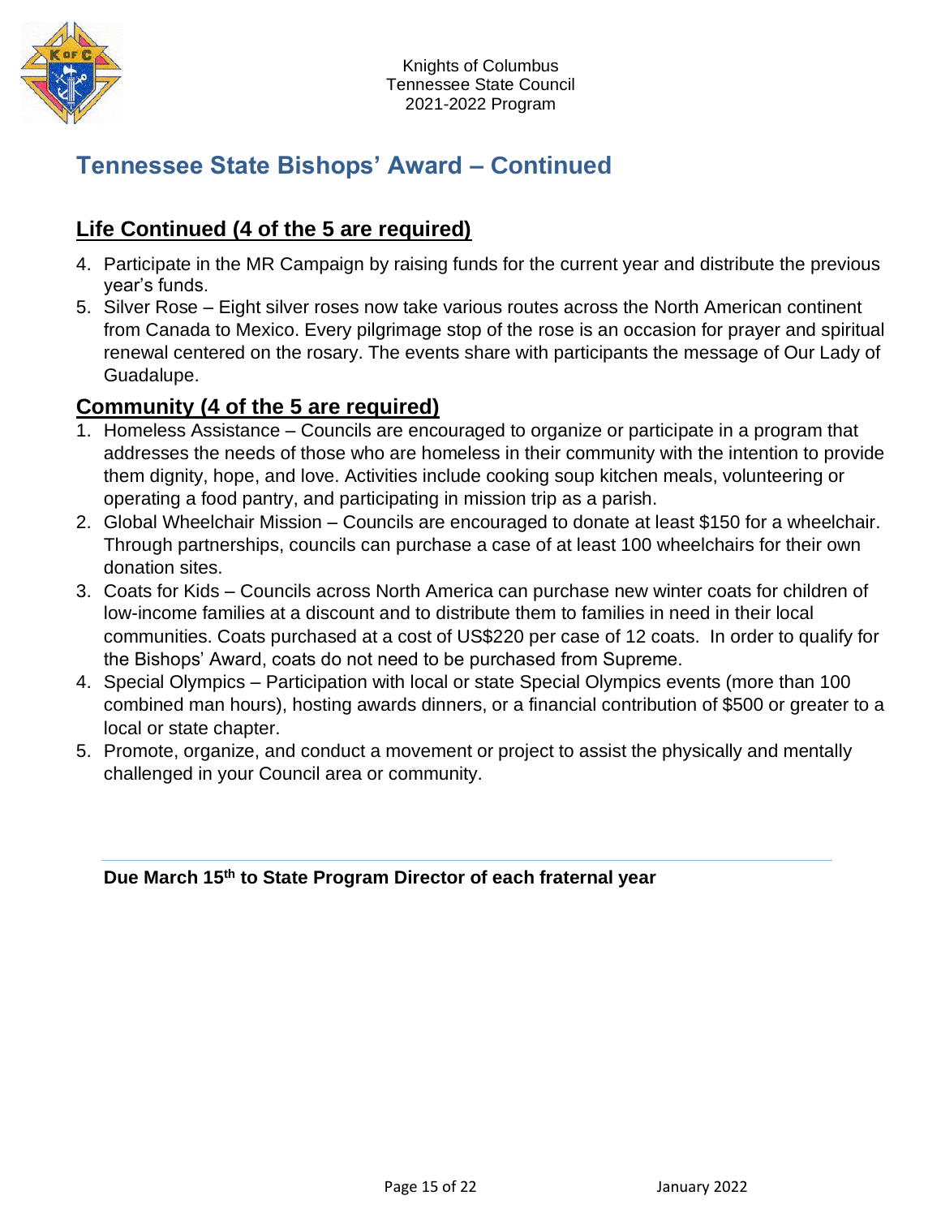## Tennessee State Bishops' Award – Continued

### Life Continued (4 of the 5 are required)

4. Participate in the MR Campaign by raising funds for the current year and distribute the previous year's funds.
5. Silver Rose – Eight silver roses now take various routes across the North American continent from Canada to Mexico. Every pilgrimage stop of the rose is an occasion for prayer and spiritual renewal centered on the rosary. The events share with participants the message of Our Lady of Guadalupe.

### Community (4 of the 5 are required)

1. Homeless Assistance – Councils are encouraged to organize or participate in a program that addresses the needs of those who are homeless in their community with the intention to provide them dignity, hope, and love. Activities include cooking soup kitchen meals, volunteering or operating a food pantry, and participating in mission trip as a parish.
2. Global Wheelchair Mission – Councils are encouraged to donate at least $150 for a wheelchair. Through partnerships, councils can purchase a case of at least 100 wheelchairs for their own donation sites.
3. Coats for Kids – Councils across North America can purchase new winter coats for children of low-income families at a discount and to distribute them to families in need in their local communities. Coats purchased at a cost of US$220 per case of 12 coats. In order to qualify for the Bishops' Award, coats do not need to be purchased from Supreme.
4. Special Olympics – Participation with local or state Special Olympics events (more than 100 combined man hours), hosting awards dinners, or a financial contribution of $500 or greater to a local or state chapter.
5. Promote, organize, and conduct a movement or project to assist the physically and mentally challenged in your Council area or community.

---

**Due March 15th to State Program Director of each fraternal year**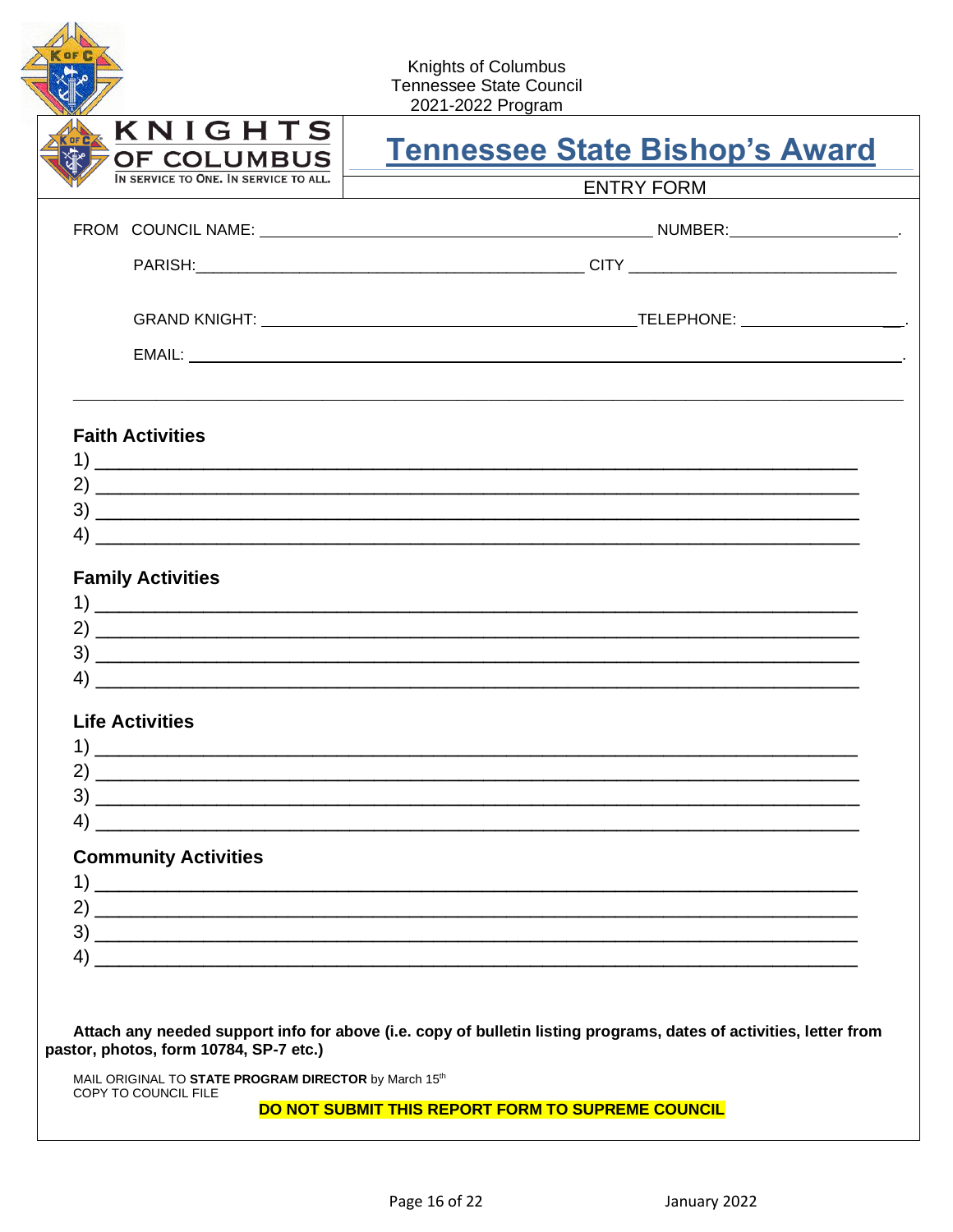Knights of Columbus
Tennessee State Council
2021-2022 Program

KNIGHTS OF COLUMBUS
IN SERVICE TO ONE. IN SERVICE TO ALL.

# Tennessee State Bishop's Award

ENTRY FORM

FROM COUNCIL NAME: ______________________________ NUMBER: ______________.

PARISH: ______________________________ CITY ______________________________

GRAND KNIGHT: ______________________________ TELEPHONE: ______________.

EMAIL: ______________________________________________________________.

## Faith Activities

1) ______________________________________________________________
2) ______________________________________________________________
3) ______________________________________________________________
4) ______________________________________________________________

## Family Activities

1) ______________________________________________________________
2) ______________________________________________________________
3) ______________________________________________________________
4) ______________________________________________________________

## Life Activities

1) ______________________________________________________________
2) ______________________________________________________________
3) ______________________________________________________________
4) ______________________________________________________________

## Community Activities

1) ______________________________________________________________
2) ______________________________________________________________
3) ______________________________________________________________
4) ______________________________________________________________

**Attach any needed support info for above (i.e. copy of bulletin listing programs, dates of activities, letter from pastor, photos, form 10784, SP-7 etc.)**

MAIL ORIGINAL TO **STATE PROGRAM DIRECTOR** by March 15th
COPY TO COUNCIL FILE

**DO NOT SUBMIT THIS REPORT FORM TO SUPREME COUNCIL**

January 2022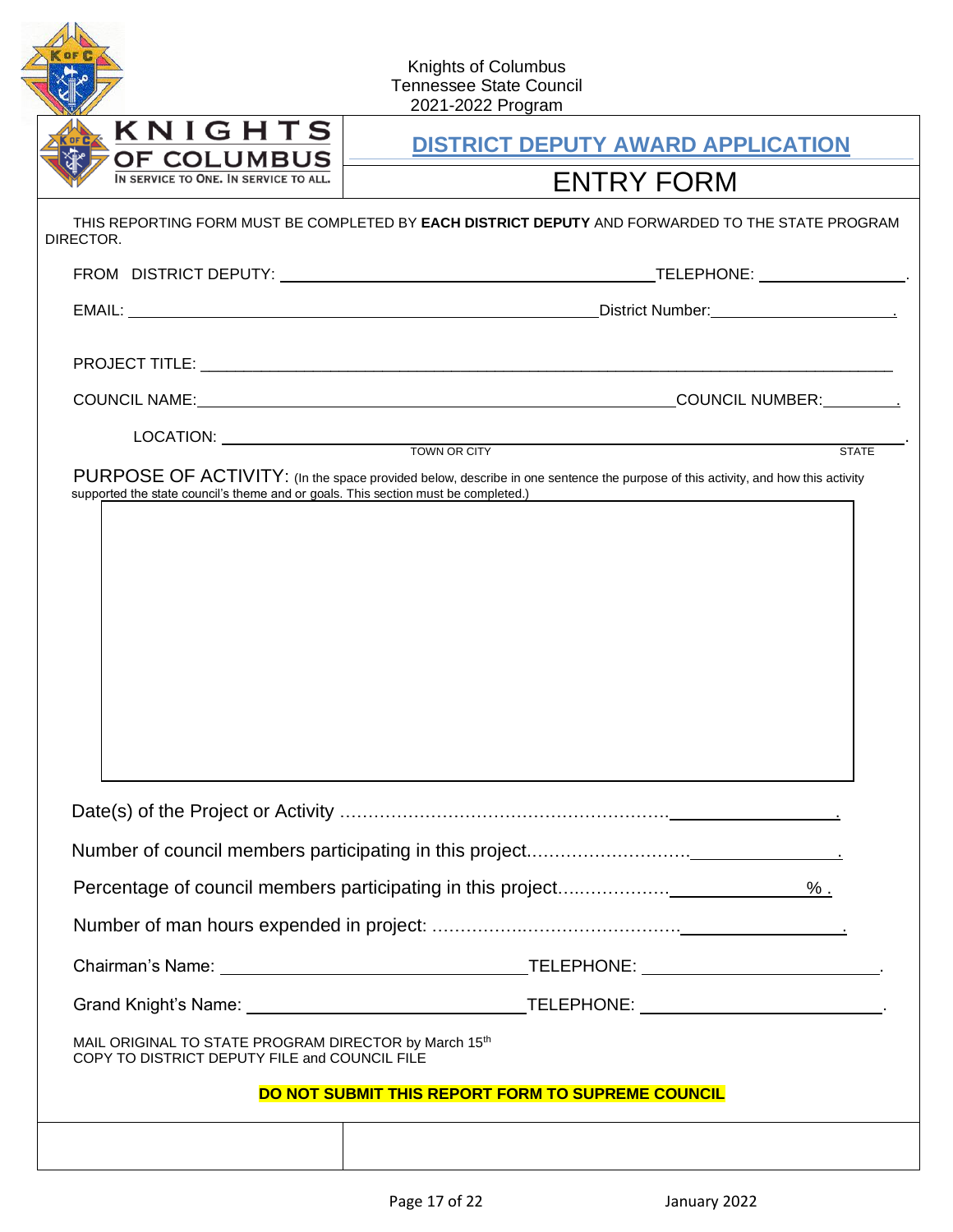Knights of Columbus
Tennessee State Council
2021-2022 Program

KNIGHTS OF COLUMBUS
IN SERVICE TO ONE. IN SERVICE TO ALL.

# DISTRICT DEPUTY AWARD APPLICATION

## ENTRY FORM

THIS REPORTING FORM MUST BE COMPLETED BY **EACH DISTRICT DEPUTY** AND FORWARDED TO THE STATE PROGRAM DIRECTOR.

FROM DISTRICT DEPUTY: ______________________________ TELEPHONE: ______________

EMAIL: ______________________________ District Number: ______________

PROJECT TITLE: ______________________________

COUNCIL NAME: ______________________________ COUNCIL NUMBER: ______________

LOCATION: ______________________________ (TOWN OR CITY) ______________ (STATE)

PURPOSE OF ACTIVITY: (In the space provided below, describe in one sentence the purpose of this activity, and how this activity supported the state council's theme and or goals. This section must be completed.)

| |
|---|
| |

Date(s) of the Project or Activity .......................................................... ______________

Number of council members participating in this project............................ ______________

Percentage of council members participating in this project.................... ______________ %

Number of man hours expended in project: ............................................ ______________

Chairman's Name: ______________________________ TELEPHONE: ______________

Grand Knight's Name: ______________________________ TELEPHONE: ______________

MAIL ORIGINAL TO STATE PROGRAM DIRECTOR by March 15th
COPY TO DISTRICT DEPUTY FILE and COUNCIL FILE

**DO NOT SUBMIT THIS REPORT FORM TO SUPREME COUNCIL**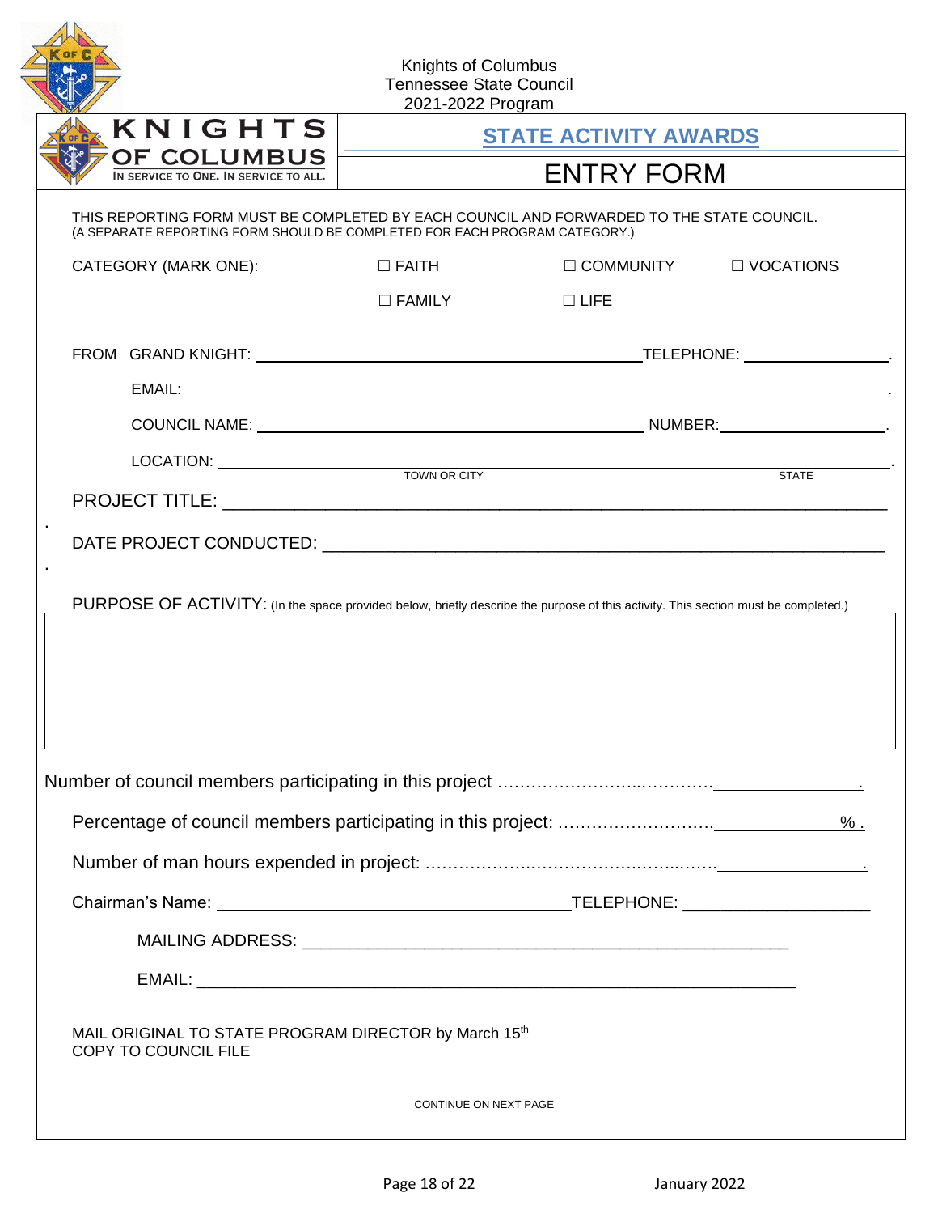Knights of Columbus
Tennessee State Council
2021-2022 Program

KNIGHTS OF COLUMBUS
IN SERVICE TO ONE. IN SERVICE TO ALL.

# STATE ACTIVITY AWARDS

## ENTRY FORM

THIS REPORTING FORM MUST BE COMPLETED BY EACH COUNCIL AND FORWARDED TO THE STATE COUNCIL.
(A SEPARATE REPORTING FORM SHOULD BE COMPLETED FOR EACH PROGRAM CATEGORY.)

CATEGORY (MARK ONE): ☐ FAITH ☐ COMMUNITY ☐ VOCATIONS ☐ FAMILY ☐ LIFE

FROM GRAND KNIGHT: ______________________________ TELEPHONE: ______________.

EMAIL: ______________________________________________.

COUNCIL NAME: ______________________________ NUMBER: ______________.

LOCATION: ______________________________ (TOWN OR CITY) ______________ (STATE).

PROJECT TITLE: ______________________________________________

DATE PROJECT CONDUCTED: ______________________________________________

PURPOSE OF ACTIVITY: (In the space provided below, briefly describe the purpose of this activity. This section must be completed.)

Number of council members participating in this project ………………………………______________.

Percentage of council members participating in this project: ………………………… ______________% .

Number of man hours expended in project: ……………………………………………… ______________.

Chairman's Name: ______________________________ TELEPHONE: ______________

MAILING ADDRESS: ______________________________________________

EMAIL: ______________________________________________

MAIL ORIGINAL TO STATE PROGRAM DIRECTOR by March 15th
COPY TO COUNCIL FILE

CONTINUE ON NEXT PAGE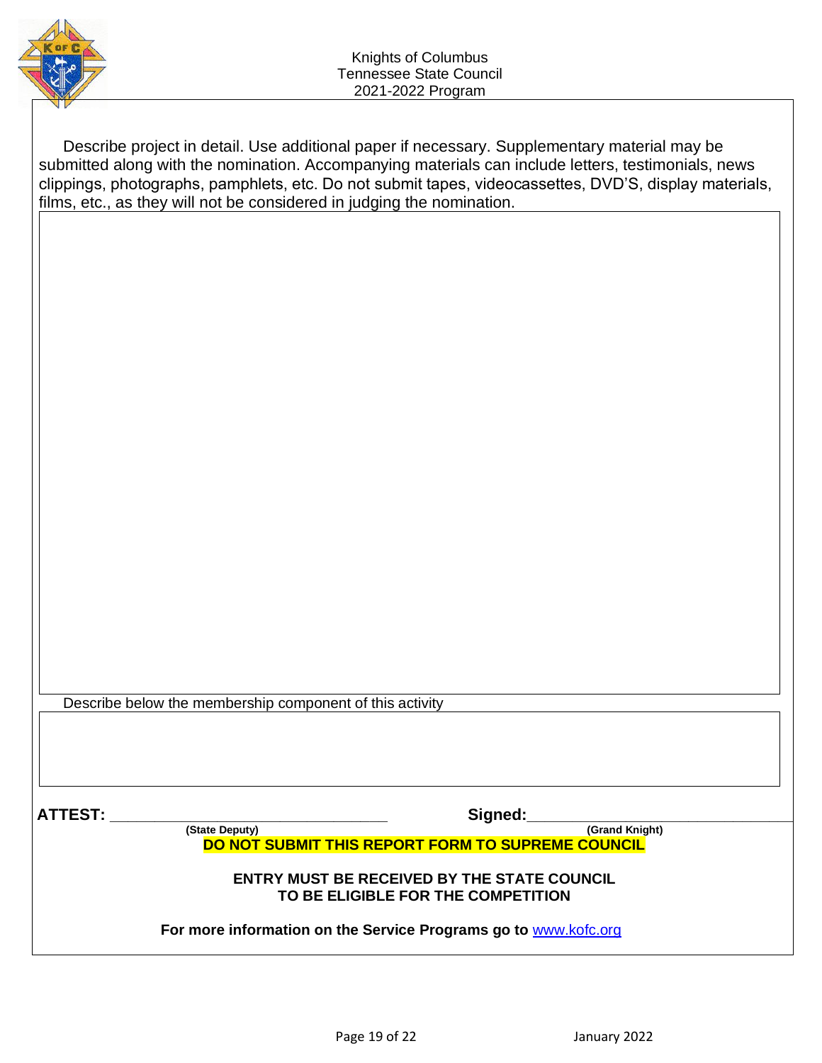Knights of Columbus
Tennessee State Council
2021-2022 Program

Describe project in detail. Use additional paper if necessary. Supplementary material may be submitted along with the nomination. Accompanying materials can include letters, testimonials, news clippings, photographs, pamphlets, etc. Do not submit tapes, videocassettes, DVD'S, display materials, films, etc., as they will not be considered in judging the nomination.

Describe below the membership component of this activity

**ATTEST:** ______________________________ **(State Deputy)**

**Signed:** ______________________________ **(Grand Knight)**

**DO NOT SUBMIT THIS REPORT FORM TO SUPREME COUNCIL**

**ENTRY MUST BE RECEIVED BY THE STATE COUNCIL TO BE ELIGIBLE FOR THE COMPETITION**

**For more information on the Service Programs go to** [www.kofc.org](www.kofc.org)

January 2022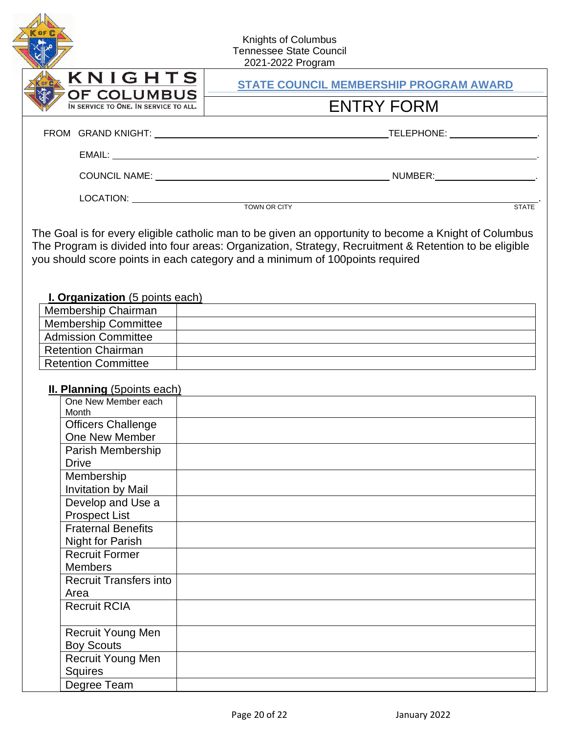Knights of Columbus
Tennessee State Council
2021-2022 Program

KNIGHTS OF COLUMBUS
IN SERVICE TO ONE. IN SERVICE TO ALL.

## STATE COUNCIL MEMBERSHIP PROGRAM AWARD

## ENTRY FORM

FROM GRAND KNIGHT: ______________________________ TELEPHONE: ______________.

EMAIL: ______________________________________________.

COUNCIL NAME: ______________________________ NUMBER: ______________.

LOCATION: ______________________________________________.
TOWN OR CITY STATE

The Goal is for every eligible catholic man to be given an opportunity to become a Knight of Columbus The Program is divided into four areas: Organization, Strategy, Recruitment & Retention to be eligible you should score points in each category and a minimum of 100points required

### I. Organization (5 points each)

| | |
|---|---|
| Membership Chairman | |
| Membership Committee | |
| Admission Committee | |
| Retention Chairman | |
| Retention Committee | |

### II. Planning (5points each)

| | |
|---|---|
| One New Member each Month | |
| Officers Challenge One New Member | |
| Parish Membership Drive | |
| Membership Invitation by Mail | |
| Develop and Use a Prospect List | |
| Fraternal Benefits Night for Parish | |
| Recruit Former Members | |
| Recruit Transfers into Area | |
| Recruit RCIA | |
| Recruit Young Men Boy Scouts | |
| Recruit Young Men Squires | |
| Degree Team | |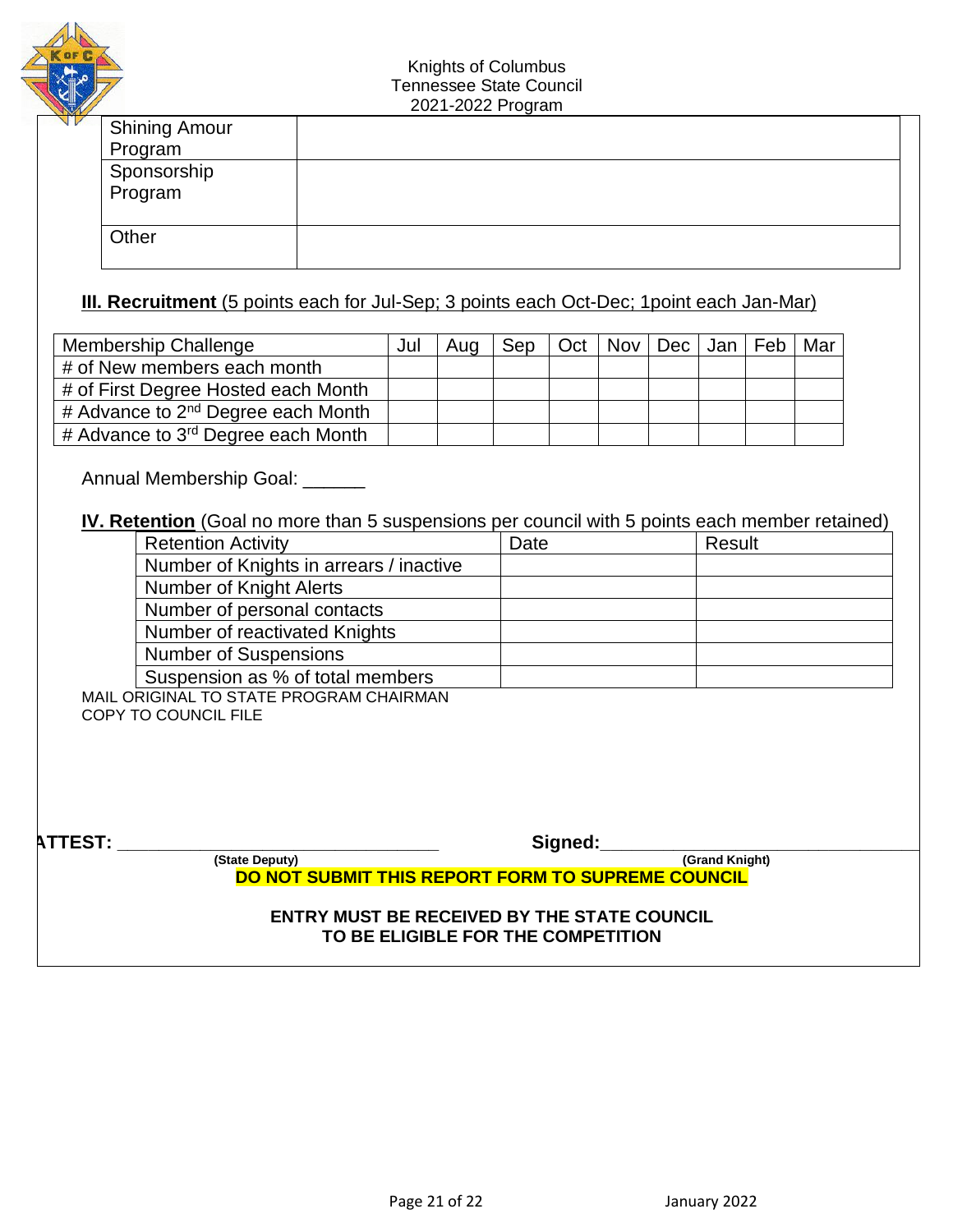Knights of Columbus
Tennessee State Council
2021-2022 Program

| | |
|---|---|
| Shining Amour Program | |
| Sponsorship Program | |
| Other | |

**III. Recruitment** (5 points each for Jul-Sep; 3 points each Oct-Dec; 1point each Jan-Mar)

| Membership Challenge | Jul | Aug | Sep | Oct | Nov | Dec | Jan | Feb | Mar |
|---|---|---|---|---|---|---|---|---|---|
| # of New members each month | | | | | | | | | |
| # of First Degree Hosted each Month | | | | | | | | | |
| # Advance to 2nd Degree each Month | | | | | | | | | |
| # Advance to 3rd Degree each Month | | | | | | | | | |

Annual Membership Goal: ______

**IV. Retention** (Goal no more than 5 suspensions per council with 5 points each member retained)

| Retention Activity | Date | Result |
|---|---|---|
| Number of Knights in arrears / inactive | | |
| Number of Knight Alerts | | |
| Number of personal contacts | | |
| Number of reactivated Knights | | |
| Number of Suspensions | | |
| Suspension as % of total members | | |

MAIL ORIGINAL TO STATE PROGRAM CHAIRMAN
COPY TO COUNCIL FILE

**ATTEST:** ________________________________ **Signed:**________________________________
(State Deputy) (Grand Knight)

**DO NOT SUBMIT THIS REPORT FORM TO SUPREME COUNCIL**

**ENTRY MUST BE RECEIVED BY THE STATE COUNCIL TO BE ELIGIBLE FOR THE COMPETITION**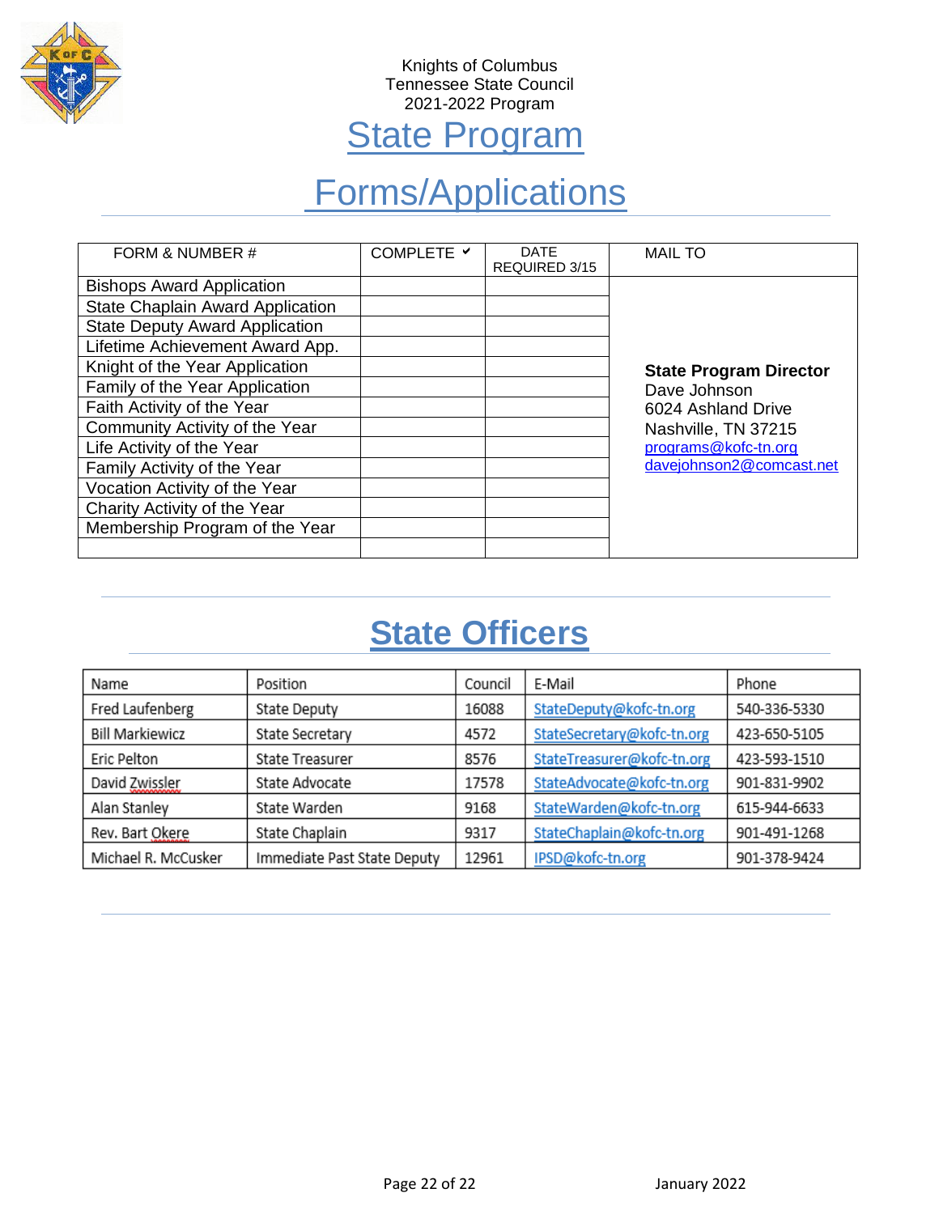Knights of Columbus
Tennessee State Council
2021-2022 Program

# State Program Forms/Applications

| FORM & NUMBER # | COMPLETE ✔ | DATE REQUIRED 3/15 | MAIL TO |
|---|---|---|---|
| Bishops Award Application | | | **State Program Director**<br>Dave Johnson<br>6024 Ashland Drive<br>Nashville, TN 37215<br>programs@kofc-tn.org<br>davejohnson2@comcast.net |
| State Chaplain Award Application | | | |
| State Deputy Award Application | | | |
| Lifetime Achievement Award App. | | | |
| Knight of the Year Application | | | |
| Family of the Year Application | | | |
| Faith Activity of the Year | | | |
| Community Activity of the Year | | | |
| Life Activity of the Year | | | |
| Family Activity of the Year | | | |
| Vocation Activity of the Year | | | |
| Charity Activity of the Year | | | |
| Membership Program of the Year | | | |
| | | | |

# State Officers

| Name | Position | Council | E-Mail | Phone |
|---|---|---|---|---|
| Fred Laufenberg | State Deputy | 16088 | StateDeputy@kofc-tn.org | 540-336-5330 |
| Bill Markiewicz | State Secretary | 4572 | StateSecretary@kofc-tn.org | 423-650-5105 |
| Eric Pelton | State Treasurer | 8576 | StateTreasurer@kofc-tn.org | 423-593-1510 |
| David Zwissler | State Advocate | 17578 | StateAdvocate@kofc-tn.org | 901-831-9902 |
| Alan Stanley | State Warden | 9168 | StateWarden@kofc-tn.org | 615-944-6633 |
| Rev. Bart Okere | State Chaplain | 9317 | StateChaplain@kofc-tn.org | 901-491-1268 |
| Michael R. McCusker | Immediate Past State Deputy | 12961 | IPSD@kofc-tn.org | 901-378-9424 |

January 2022